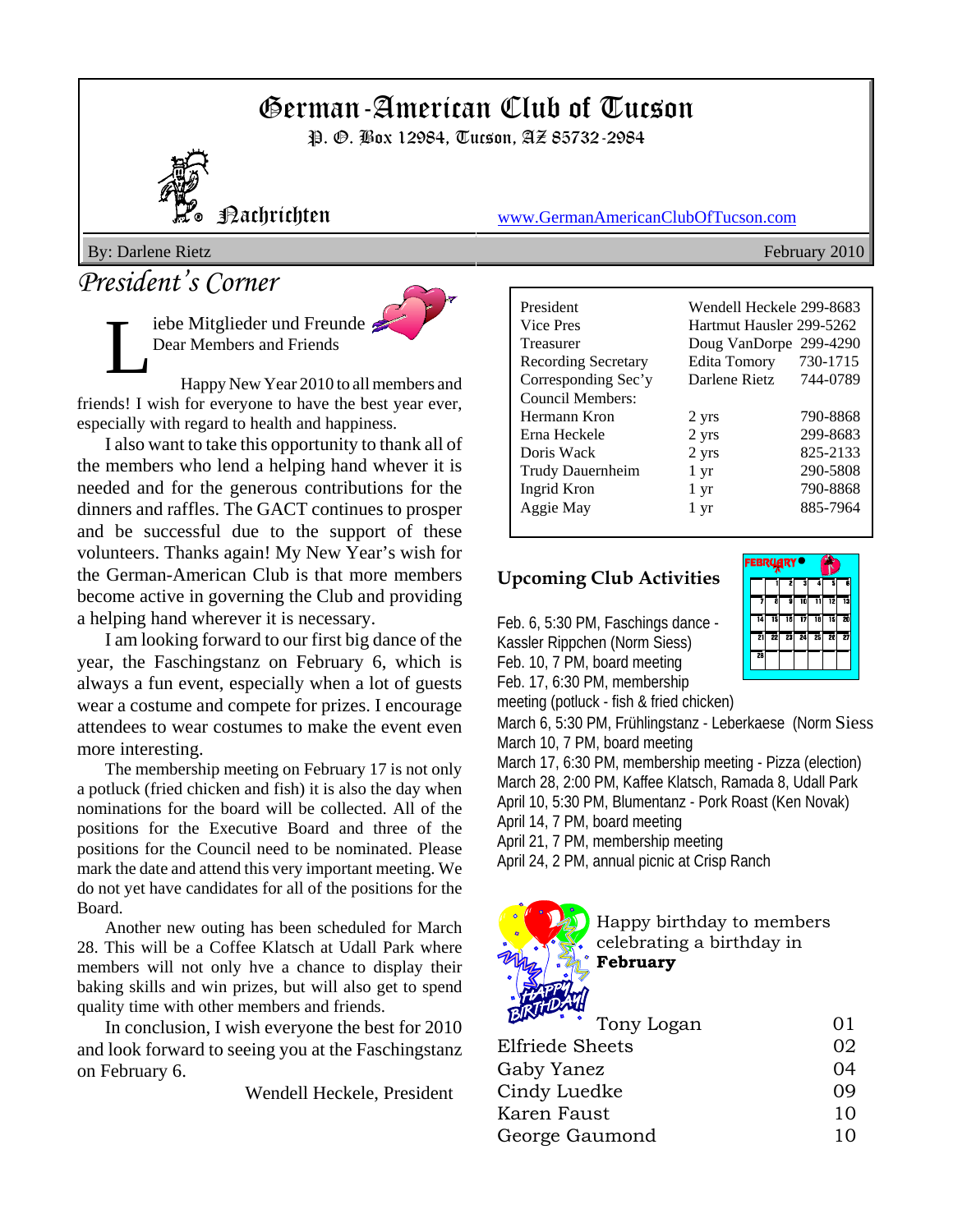# German-American Club of Tucson

P. O. Box 12984, Tucson, AZ 85732-2984

Nachrichten

www.GermanAmericanClubOfTucson.com

By: Darlene Rietz — February 2010

## President's Corner

Liebe Mitglieder und Freunde
Dear Members and Friends

Happy New Year 2010 to all members and friends! I wish for everyone to have the best year ever, especially with regard to health and happiness.

I also want to take this opportunity to thank all of the members who lend a helping hand whever it is needed and for the generous contributions for the dinners and raffles. The GACT continues to prosper and be successful due to the support of these volunteers. Thanks again! My New Year's wish for the German-American Club is that more members become active in governing the Club and providing a helping hand wherever it is necessary.

I am looking forward to our first big dance of the year, the Faschingstanz on February 6, which is always a fun event, especially when a lot of guests wear a costume and compete for prizes. I encourage attendees to wear costumes to make the event even more interesting.

The membership meeting on February 17 is not only a potluck (fried chicken and fish) it is also the day when nominations for the board will be collected. All of the positions for the Executive Board and three of the positions for the Council need to be nominated. Please mark the date and attend this very important meeting. We do not yet have candidates for all of the positions for the Board.

Another new outing has been scheduled for March 28. This will be a Coffee Klatsch at Udall Park where members will not only hve a chance to display their baking skills and win prizes, but will also get to spend quality time with other members and friends.

In conclusion, I wish everyone the best for 2010 and look forward to seeing you at the Faschingstanz on February 6.

Wendell Heckele, President

| | | |
|---|---|---|
| President | Wendell Heckele | 299-8683 |
| Vice Pres | Hartmut Hausler | 299-5262 |
| Treasurer | Doug VanDorpe | 299-4290 |
| Recording Secretary | Edita Tomory | 730-1715 |
| Corresponding Sec'y | Darlene Rietz | 744-0789 |
| Council Members: | | |
| Hermann Kron | 2 yrs | 790-8868 |
| Erna Heckele | 2 yrs | 299-8683 |
| Doris Wack | 2 yrs | 825-2133 |
| Trudy Dauernheim | 1 yr | 290-5808 |
| Ingrid Kron | 1 yr | 790-8868 |
| Aggie May | 1 yr | 885-7964 |

### Upcoming Club Activities

Feb. 6, 5:30 PM, Faschings dance - Kassler Rippchen (Norm Siess)
Feb. 10, 7 PM, board meeting
Feb. 17, 6:30 PM, membership meeting (potluck - fish & fried chicken)
March 6, 5:30 PM, Frühlingstanz - Leberkaese (Norm Siess
March 10, 7 PM, board meeting
March 17, 6:30 PM, membership meeting - Pizza (election)
March 28, 2:00 PM, Kaffee Klatsch, Ramada 8, Udall Park
April 10, 5:30 PM, Blumentanz - Pork Roast (Ken Novak)
April 14, 7 PM, board meeting
April 21, 7 PM, membership meeting
April 24, 2 PM, annual picnic at Crisp Ranch

Happy birthday to members celebrating a birthday in **February**

| | |
|---|---|
| Tony Logan | 01 |
| Elfriede Sheets | 02 |
| Gaby Yanez | 04 |
| Cindy Luedke | 09 |
| Karen Faust | 10 |
| George Gaumond | 10 |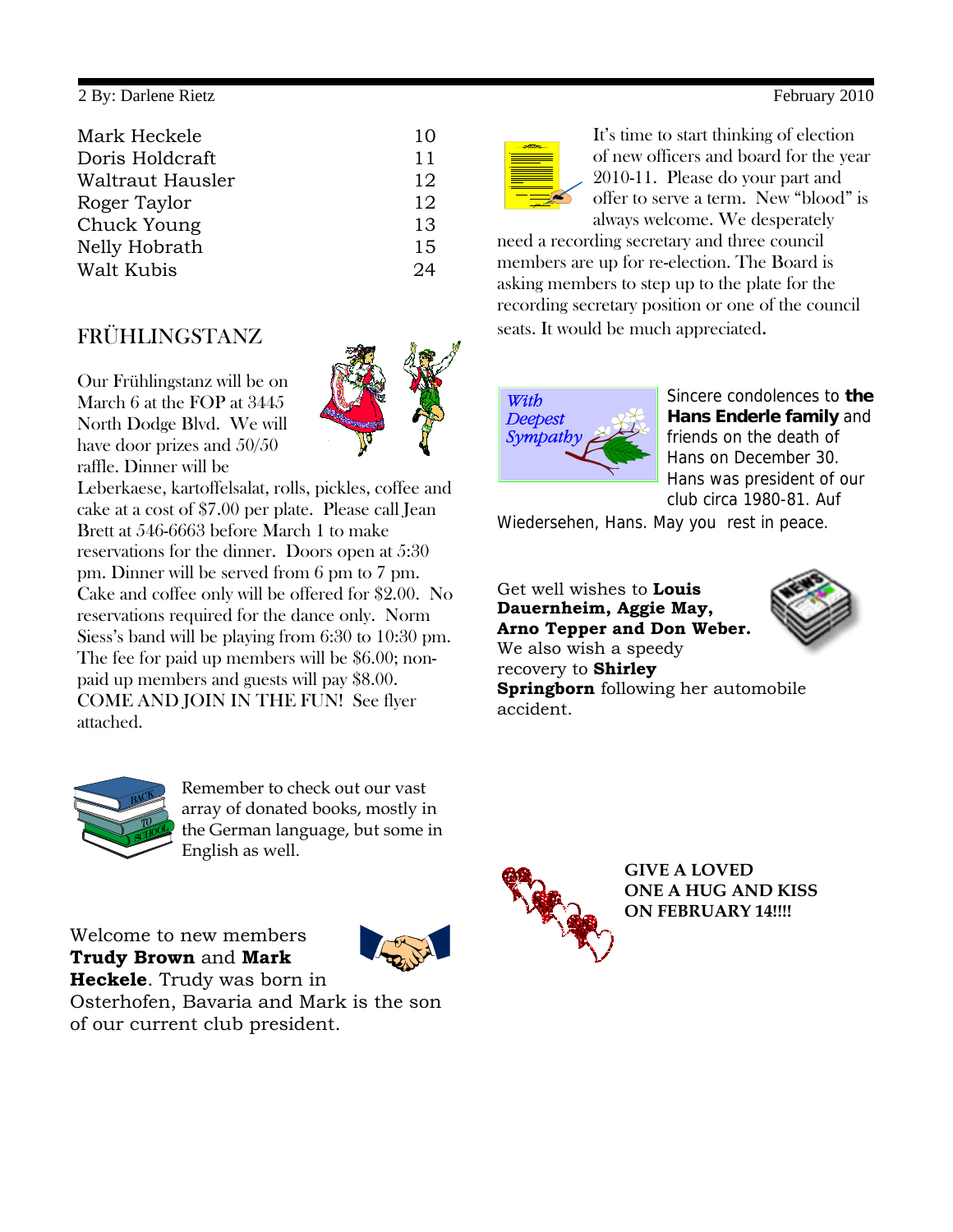| | |
|---|---|
| Mark Heckele | 10 |
| Doris Holdcraft | 11 |
| Waltraut Hausler | 12 |
| Roger Taylor | 12 |
| Chuck Young | 13 |
| Nelly Hobrath | 15 |
| Walt Kubis | 24 |

## FRÜHLINGSTANZ

Our Frühlingstanz will be on March 6 at the FOP at 3445 North Dodge Blvd. We will have door prizes and 50/50 raffle. Dinner will be Leberkaese, kartoffelsalat, rolls, pickles, coffee and cake at a cost of $7.00 per plate. Please call Jean Brett at 546-6663 before March 1 to make reservations for the dinner. Doors open at 5:30 pm. Dinner will be served from 6 pm to 7 pm. Cake and coffee only will be offered for $2.00. No reservations required for the dance only. Norm Siess's band will be playing from 6:30 to 10:30 pm. The fee for paid up members will be $6.00; non-paid up members and guests will pay $8.00. COME AND JOIN IN THE FUN! See flyer attached.

Remember to check out our vast array of donated books, mostly in the German language, but some in English as well.

Welcome to new members **Trudy Brown** and **Mark Heckele**. Trudy was born in Osterhofen, Bavaria and Mark is the son of our current club president.

It's time to start thinking of election of new officers and board for the year 2010-11. Please do your part and offer to serve a term. New "blood" is always welcome. We desperately need a recording secretary and three council members are up for re-election. The Board is asking members to step up to the plate for the recording secretary position or one of the council seats. It would be much appreciated.

*With Deepest Sympathy*

Sincere condolences to **the Hans Enderle family** and friends on the death of Hans on December 30. Hans was president of our club circa 1980-81. Auf Wiedersehen, Hans. May you rest in peace.

Get well wishes to **Louis Dauernheim, Aggie May, Arno Tepper and Don Weber.** We also wish a speedy recovery to **Shirley Springborn** following her automobile accident.

**GIVE A LOVED ONE A HUG AND KISS ON FEBRUARY 14!!!!**